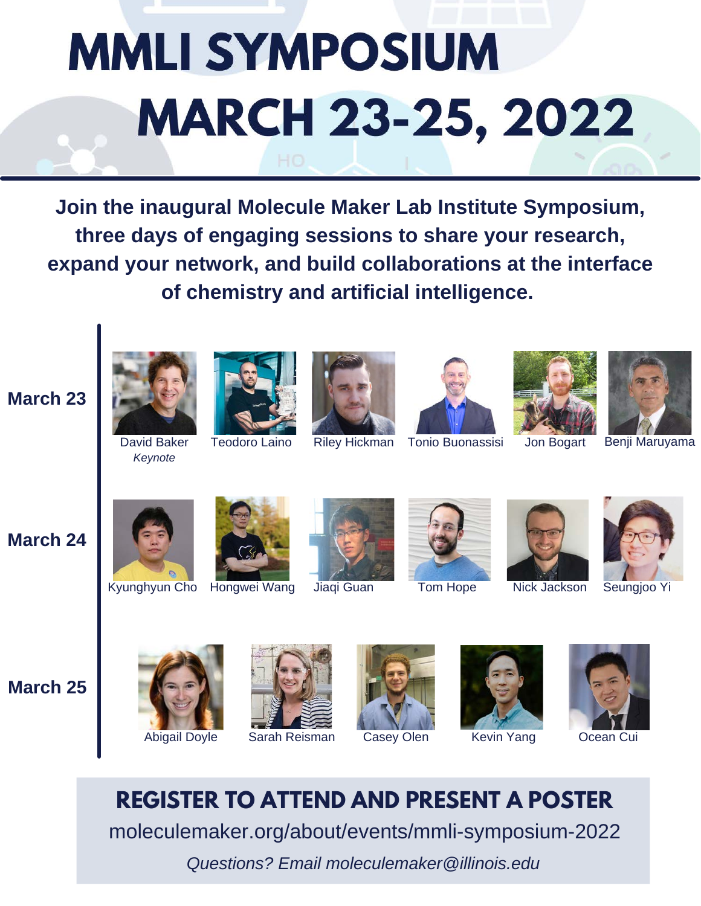# MMLI SYMPOSIUM

# MARCH 23-25, 2022

**Join the inaugural Molecule Maker Lab Institute Symposium, three days of engaging sessions to share your research, expand your network, and build collaborations at the interface of chemistry and artificial intelligence.**

## March 23

- David Baker *Keynote*
- Teodoro Laino
- Riley Hickman
- Tonio Buonassisi
- Jon Bogart
- Benji Maruyama

## March 24

- Kyunghyun Cho
- Hongwei Wang
- Jiaqi Guan
- Tom Hope
- Nick Jackson
- Seungjoo Yi

## March 25

- Abigail Doyle
- Sarah Reisman
- Casey Olen
- Kevin Yang
- Ocean Cui

## REGISTER TO ATTEND AND PRESENT A POSTER

moleculemaker.org/about/events/mmli-symposium-2022

*Questions? Email moleculemaker@illinois.edu*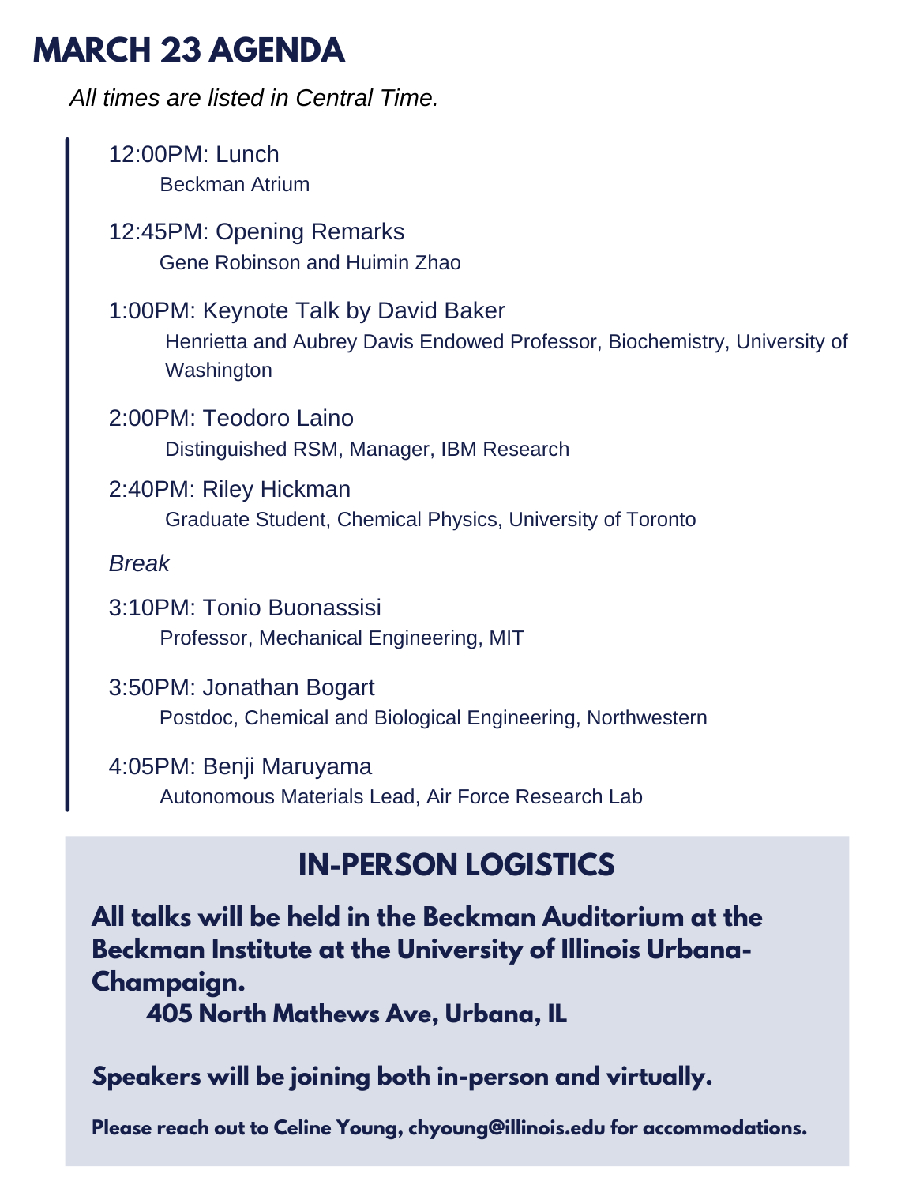# MARCH 23 AGENDA

*All times are listed in Central Time.*

12:00PM: Lunch
Beckman Atrium

12:45PM: Opening Remarks
Gene Robinson and Huimin Zhao

1:00PM: Keynote Talk by David Baker
Henrietta and Aubrey Davis Endowed Professor, Biochemistry, University of Washington

2:00PM: Teodoro Laino
Distinguished RSM, Manager, IBM Research

2:40PM: Riley Hickman
Graduate Student, Chemical Physics, University of Toronto

*Break*

3:10PM: Tonio Buonassisi
Professor, Mechanical Engineering, MIT

3:50PM: Jonathan Bogart
Postdoc, Chemical and Biological Engineering, Northwestern

4:05PM: Benji Maruyama
Autonomous Materials Lead, Air Force Research Lab

## IN-PERSON LOGISTICS

**All talks will be held in the Beckman Auditorium at the Beckman Institute at the University of Illinois Urbana-Champaign.**
**405 North Mathews Ave, Urbana, IL**

**Speakers will be joining both in-person and virtually.**

**Please reach out to Celine Young, chyoung@illinois.edu for accommodations.**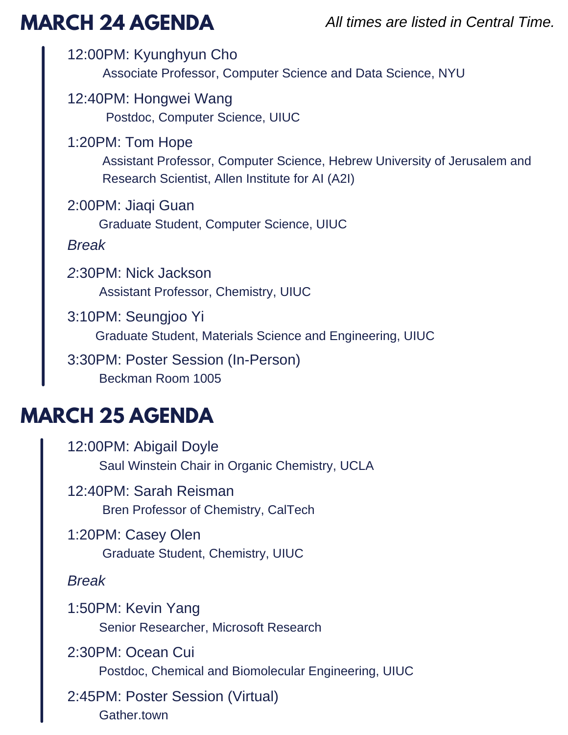## MARCH 24 AGENDA

*All times are listed in Central Time.*

12:00PM: Kyunghyun Cho
Associate Professor, Computer Science and Data Science, NYU

12:40PM: Hongwei Wang
Postdoc, Computer Science, UIUC

1:20PM: Tom Hope
Assistant Professor, Computer Science, Hebrew University of Jerusalem and Research Scientist, Allen Institute for AI (A2I)

2:00PM: Jiaqi Guan
Graduate Student, Computer Science, UIUC

*Break*

2:30PM: Nick Jackson
Assistant Professor, Chemistry, UIUC

3:10PM: Seungjoo Yi
Graduate Student, Materials Science and Engineering, UIUC

3:30PM: Poster Session (In-Person)
Beckman Room 1005

## MARCH 25 AGENDA

12:00PM: Abigail Doyle
Saul Winstein Chair in Organic Chemistry, UCLA

12:40PM: Sarah Reisman
Bren Professor of Chemistry, CalTech

1:20PM: Casey Olen
Graduate Student, Chemistry, UIUC

*Break*

1:50PM: Kevin Yang
Senior Researcher, Microsoft Research

2:30PM: Ocean Cui
Postdoc, Chemical and Biomolecular Engineering, UIUC

2:45PM: Poster Session (Virtual)
Gather.town